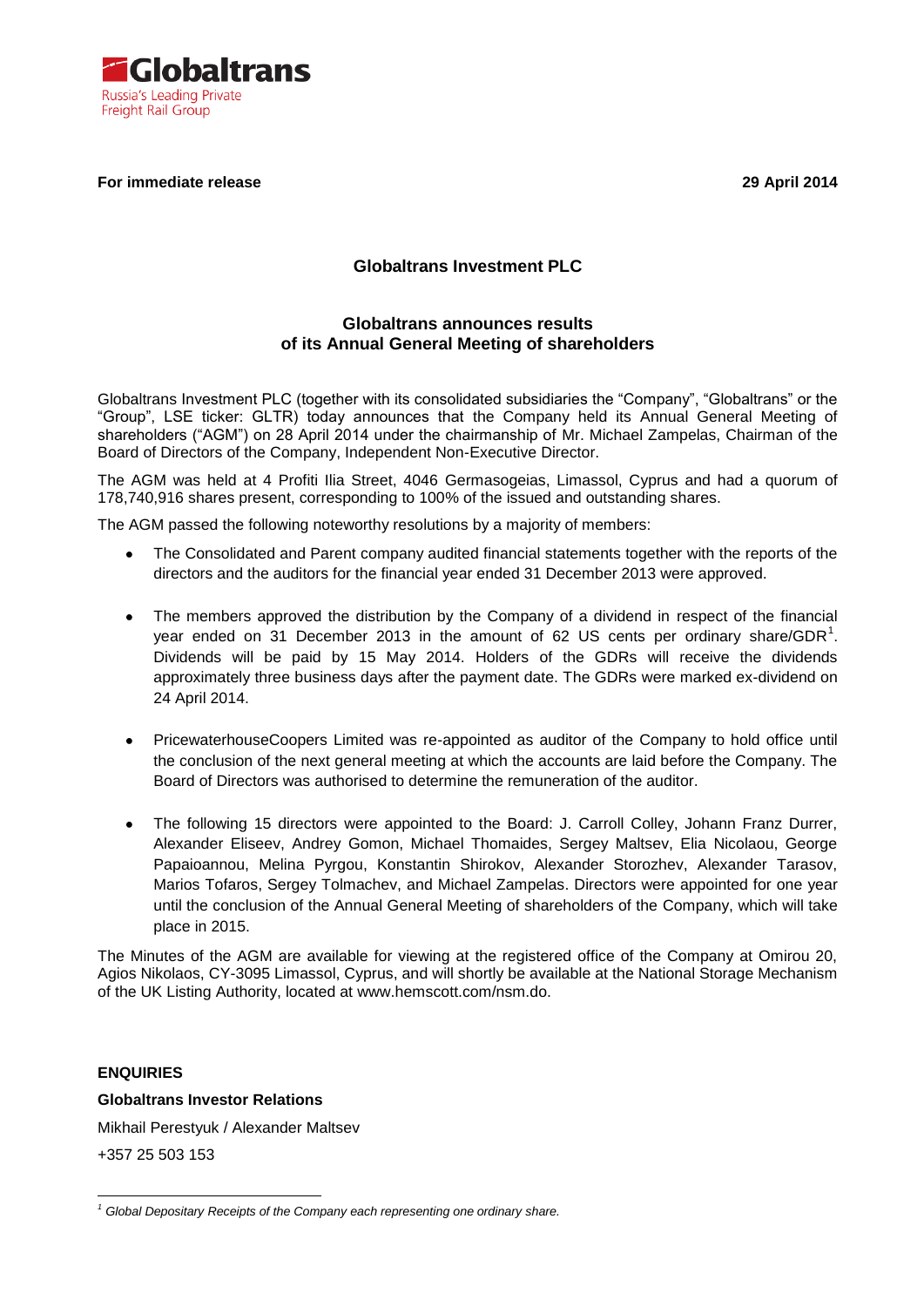**For immediate release** **29 April 2014**

# Globaltrans Investment PLC

## Globaltrans announces results of its Annual General Meeting of shareholders

Globaltrans Investment PLC (together with its consolidated subsidiaries the "Company", "Globaltrans" or the "Group", LSE ticker: GLTR) today announces that the Company held its Annual General Meeting of shareholders ("AGM") on 28 April 2014 under the chairmanship of Mr. Michael Zampelas, Chairman of the Board of Directors of the Company, Independent Non-Executive Director.

The AGM was held at 4 Profiti Ilia Street, 4046 Germasogeias, Limassol, Cyprus and had a quorum of 178,740,916 shares present, corresponding to 100% of the issued and outstanding shares.

The AGM passed the following noteworthy resolutions by a majority of members:

- The Consolidated and Parent company audited financial statements together with the reports of the directors and the auditors for the financial year ended 31 December 2013 were approved.

- The members approved the distribution by the Company of a dividend in respect of the financial year ended on 31 December 2013 in the amount of 62 US cents per ordinary share/GDR[1]. Dividends will be paid by 15 May 2014. Holders of the GDRs will receive the dividends approximately three business days after the payment date. The GDRs were marked ex-dividend on 24 April 2014.

- PricewaterhouseCoopers Limited was re-appointed as auditor of the Company to hold office until the conclusion of the next general meeting at which the accounts are laid before the Company. The Board of Directors was authorised to determine the remuneration of the auditor.

- The following 15 directors were appointed to the Board: J. Carroll Colley, Johann Franz Durrer, Alexander Eliseev, Andrey Gomon, Michael Thomaides, Sergey Maltsev, Elia Nicolaou, George Papaioannou, Melina Pyrgou, Konstantin Shirokov, Alexander Storozhev, Alexander Tarasov, Marios Tofaros, Sergey Tolmachev, and Michael Zampelas. Directors were appointed for one year until the conclusion of the Annual General Meeting of shareholders of the Company, which will take place in 2015.

The Minutes of the AGM are available for viewing at the registered office of the Company at Omirou 20, Agios Nikolaos, CY-3095 Limassol, Cyprus, and will shortly be available at the National Storage Mechanism of the UK Listing Authority, located at www.hemscott.com/nsm.do.

**ENQUIRIES**

**Globaltrans Investor Relations**

Mikhail Perestyuk / Alexander Maltsev

+357 25 503 153

---

*[1] Global Depositary Receipts of the Company each representing one ordinary share.*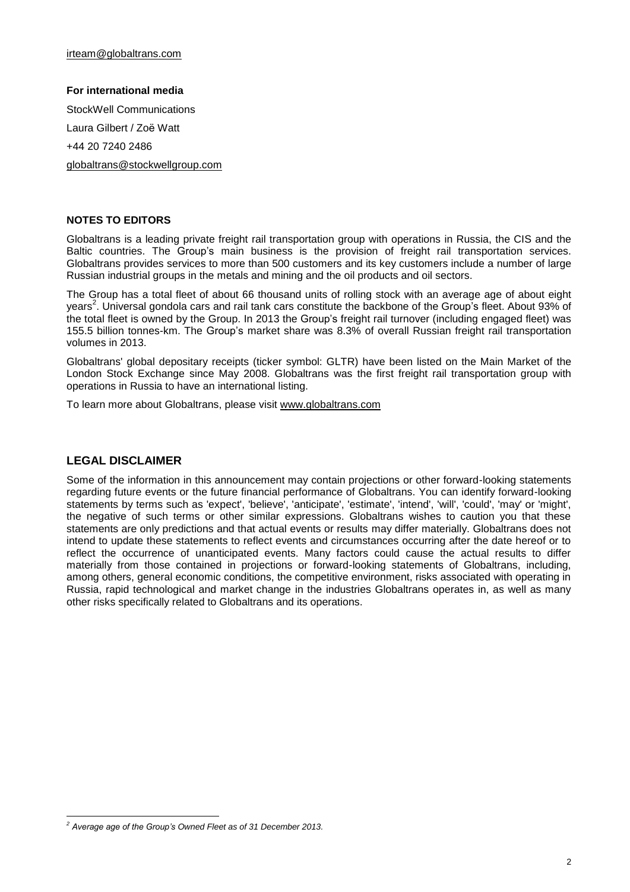irteam@globaltrans.com

**For international media**

StockWell Communications

Laura Gilbert / Zoë Watt

+44 20 7240 2486

globaltrans@stockwellgroup.com

**NOTES TO EDITORS**

Globaltrans is a leading private freight rail transportation group with operations in Russia, the CIS and the Baltic countries. The Group's main business is the provision of freight rail transportation services. Globaltrans provides services to more than 500 customers and its key customers include a number of large Russian industrial groups in the metals and mining and the oil products and oil sectors.

The Group has a total fleet of about 66 thousand units of rolling stock with an average age of about eight years[2]. Universal gondola cars and rail tank cars constitute the backbone of the Group's fleet. About 93% of the total fleet is owned by the Group. In 2013 the Group's freight rail turnover (including engaged fleet) was 155.5 billion tonnes-km. The Group's market share was 8.3% of overall Russian freight rail transportation volumes in 2013.

Globaltrans' global depositary receipts (ticker symbol: GLTR) have been listed on the Main Market of the London Stock Exchange since May 2008. Globaltrans was the first freight rail transportation group with operations in Russia to have an international listing.

To learn more about Globaltrans, please visit www.globaltrans.com

## LEGAL DISCLAIMER

Some of the information in this announcement may contain projections or other forward-looking statements regarding future events or the future financial performance of Globaltrans. You can identify forward-looking statements by terms such as 'expect', 'believe', 'anticipate', 'estimate', 'intend', 'will', 'could', 'may' or 'might', the negative of such terms or other similar expressions. Globaltrans wishes to caution you that these statements are only predictions and that actual events or results may differ materially. Globaltrans does not intend to update these statements to reflect events and circumstances occurring after the date hereof or to reflect the occurrence of unanticipated events. Many factors could cause the actual results to differ materially from those contained in projections or forward-looking statements of Globaltrans, including, among others, general economic conditions, the competitive environment, risks associated with operating in Russia, rapid technological and market change in the industries Globaltrans operates in, as well as many other risks specifically related to Globaltrans and its operations.

*[2] Average age of the Group's Owned Fleet as of 31 December 2013.*